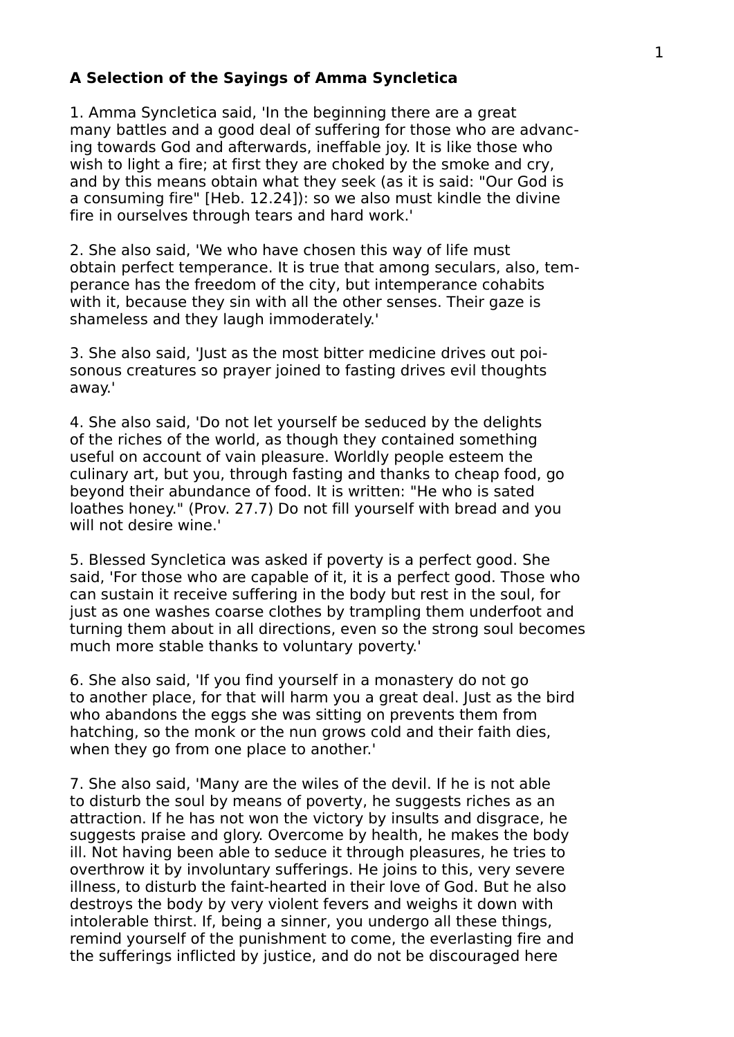**A Selection of the Sayings of Amma Syncletica**

1. Amma Syncletica said, 'In the beginning there are a great many battles and a good deal of suffering for those who are advancing towards God and afterwards, ineffable joy. It is like those who wish to light a fire; at first they are choked by the smoke and cry, and by this means obtain what they seek (as it is said: "Our God is a consuming fire" [Heb. 12.24]): so we also must kindle the divine fire in ourselves through tears and hard work.'

2. She also said, 'We who have chosen this way of life must obtain perfect temperance. It is true that among seculars, also, temperance has the freedom of the city, but intemperance cohabits with it, because they sin with all the other senses. Their gaze is shameless and they laugh immoderately.'

3. She also said, 'Just as the most bitter medicine drives out poisonous creatures so prayer joined to fasting drives evil thoughts away.'

4. She also said, 'Do not let yourself be seduced by the delights of the riches of the world, as though they contained something useful on account of vain pleasure. Worldly people esteem the culinary art, but you, through fasting and thanks to cheap food, go beyond their abundance of food. It is written: "He who is sated loathes honey." (Prov. 27.7) Do not fill yourself with bread and you will not desire wine.'

5. Blessed Syncletica was asked if poverty is a perfect good. She said, 'For those who are capable of it, it is a perfect good. Those who can sustain it receive suffering in the body but rest in the soul, for just as one washes coarse clothes by trampling them underfoot and turning them about in all directions, even so the strong soul becomes much more stable thanks to voluntary poverty.'

6. She also said, 'If you find yourself in a monastery do not go to another place, for that will harm you a great deal. Just as the bird who abandons the eggs she was sitting on prevents them from hatching, so the monk or the nun grows cold and their faith dies, when they go from one place to another.'

7. She also said, 'Many are the wiles of the devil. If he is not able to disturb the soul by means of poverty, he suggests riches as an attraction. If he has not won the victory by insults and disgrace, he suggests praise and glory. Overcome by health, he makes the body ill. Not having been able to seduce it through pleasures, he tries to overthrow it by involuntary sufferings. He joins to this, very severe illness, to disturb the faint-hearted in their love of God. But he also destroys the body by very violent fevers and weighs it down with intolerable thirst. If, being a sinner, you undergo all these things, remind yourself of the punishment to come, the everlasting fire and the sufferings inflicted by justice, and do not be discouraged here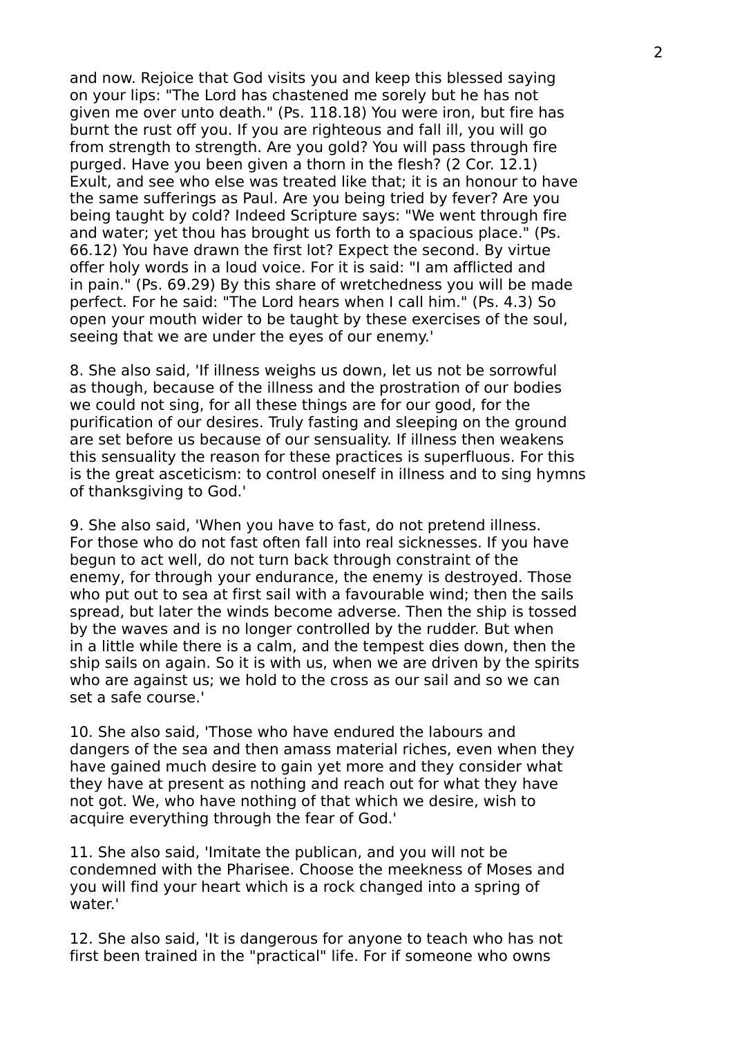and now. Rejoice that God visits you and keep this blessed saying on your lips: "The Lord has chastened me sorely but he has not given me over unto death." (Ps. 118.18) You were iron, but fire has burnt the rust off you. If you are righteous and fall ill, you will go from strength to strength. Are you gold? You will pass through fire purged. Have you been given a thorn in the flesh? (2 Cor. 12.1) Exult, and see who else was treated like that; it is an honour to have the same sufferings as Paul. Are you being tried by fever? Are you being taught by cold? Indeed Scripture says: "We went through fire and water; yet thou has brought us forth to a spacious place." (Ps. 66.12) You have drawn the first lot? Expect the second. By virtue offer holy words in a loud voice. For it is said: "I am afflicted and in pain." (Ps. 69.29) By this share of wretchedness you will be made perfect. For he said: "The Lord hears when I call him." (Ps. 4.3) So open your mouth wider to be taught by these exercises of the soul, seeing that we are under the eyes of our enemy.'

8. She also said, 'If illness weighs us down, let us not be sorrowful as though, because of the illness and the prostration of our bodies we could not sing, for all these things are for our good, for the purification of our desires. Truly fasting and sleeping on the ground are set before us because of our sensuality. If illness then weakens this sensuality the reason for these practices is superfluous. For this is the great asceticism: to control oneself in illness and to sing hymns of thanksgiving to God.'

9. She also said, 'When you have to fast, do not pretend illness. For those who do not fast often fall into real sicknesses. If you have begun to act well, do not turn back through constraint of the enemy, for through your endurance, the enemy is destroyed. Those who put out to sea at first sail with a favourable wind; then the sails spread, but later the winds become adverse. Then the ship is tossed by the waves and is no longer controlled by the rudder. But when in a little while there is a calm, and the tempest dies down, then the ship sails on again. So it is with us, when we are driven by the spirits who are against us; we hold to the cross as our sail and so we can set a safe course.'

10. She also said, 'Those who have endured the labours and dangers of the sea and then amass material riches, even when they have gained much desire to gain yet more and they consider what they have at present as nothing and reach out for what they have not got. We, who have nothing of that which we desire, wish to acquire everything through the fear of God.'

11. She also said, 'Imitate the publican, and you will not be condemned with the Pharisee. Choose the meekness of Moses and you will find your heart which is a rock changed into a spring of water.'

12. She also said, 'It is dangerous for anyone to teach who has not first been trained in the "practical" life. For if someone who owns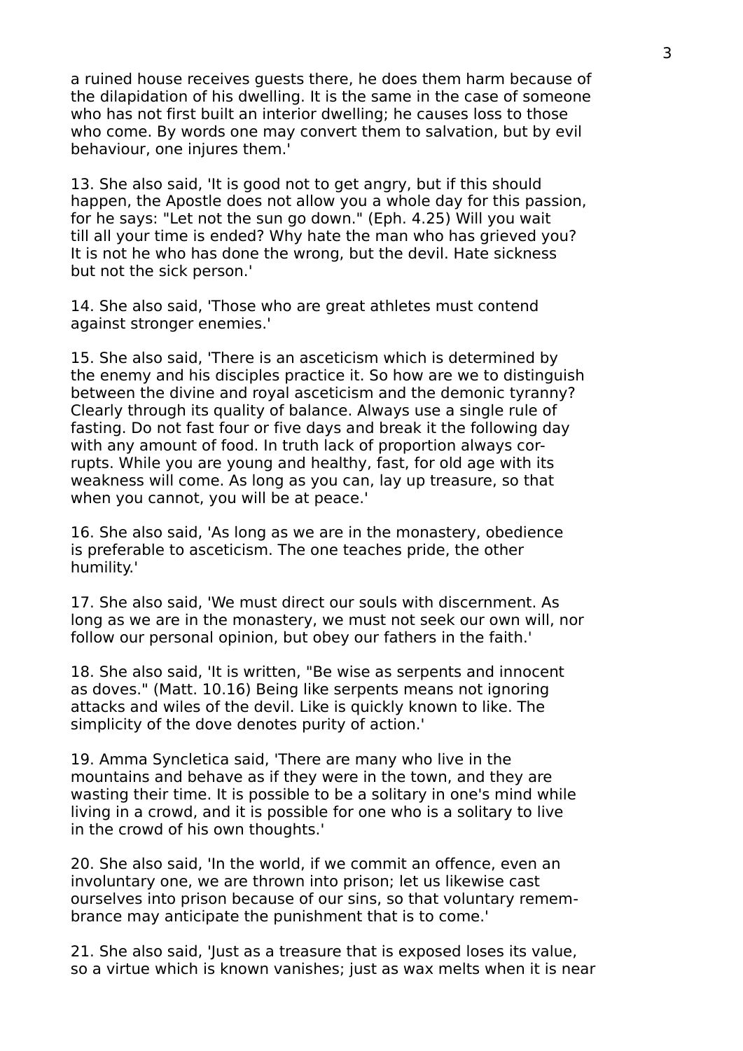a ruined house receives guests there, he does them harm because of the dilapidation of his dwelling. It is the same in the case of someone who has not first built an interior dwelling; he causes loss to those who come. By words one may convert them to salvation, but by evil behaviour, one injures them.'

13. She also said, 'It is good not to get angry, but if this should happen, the Apostle does not allow you a whole day for this passion, for he says: "Let not the sun go down." (Eph. 4.25) Will you wait till all your time is ended? Why hate the man who has grieved you? It is not he who has done the wrong, but the devil. Hate sickness but not the sick person.'

14. She also said, 'Those who are great athletes must contend against stronger enemies.'

15. She also said, 'There is an asceticism which is determined by the enemy and his disciples practice it. So how are we to distinguish between the divine and royal asceticism and the demonic tyranny? Clearly through its quality of balance. Always use a single rule of fasting. Do not fast four or five days and break it the following day with any amount of food. In truth lack of proportion always corrupts. While you are young and healthy, fast, for old age with its weakness will come. As long as you can, lay up treasure, so that when you cannot, you will be at peace.'

16. She also said, 'As long as we are in the monastery, obedience is preferable to asceticism. The one teaches pride, the other humility.'

17. She also said, 'We must direct our souls with discernment. As long as we are in the monastery, we must not seek our own will, nor follow our personal opinion, but obey our fathers in the faith.'

18. She also said, 'It is written, "Be wise as serpents and innocent as doves." (Matt. 10.16) Being like serpents means not ignoring attacks and wiles of the devil. Like is quickly known to like. The simplicity of the dove denotes purity of action.'

19. Amma Syncletica said, 'There are many who live in the mountains and behave as if they were in the town, and they are wasting their time. It is possible to be a solitary in one's mind while living in a crowd, and it is possible for one who is a solitary to live in the crowd of his own thoughts.'

20. She also said, 'In the world, if we commit an offence, even an involuntary one, we are thrown into prison; let us likewise cast ourselves into prison because of our sins, so that voluntary remembrance may anticipate the punishment that is to come.'

21. She also said, 'Just as a treasure that is exposed loses its value, so a virtue which is known vanishes; just as wax melts when it is near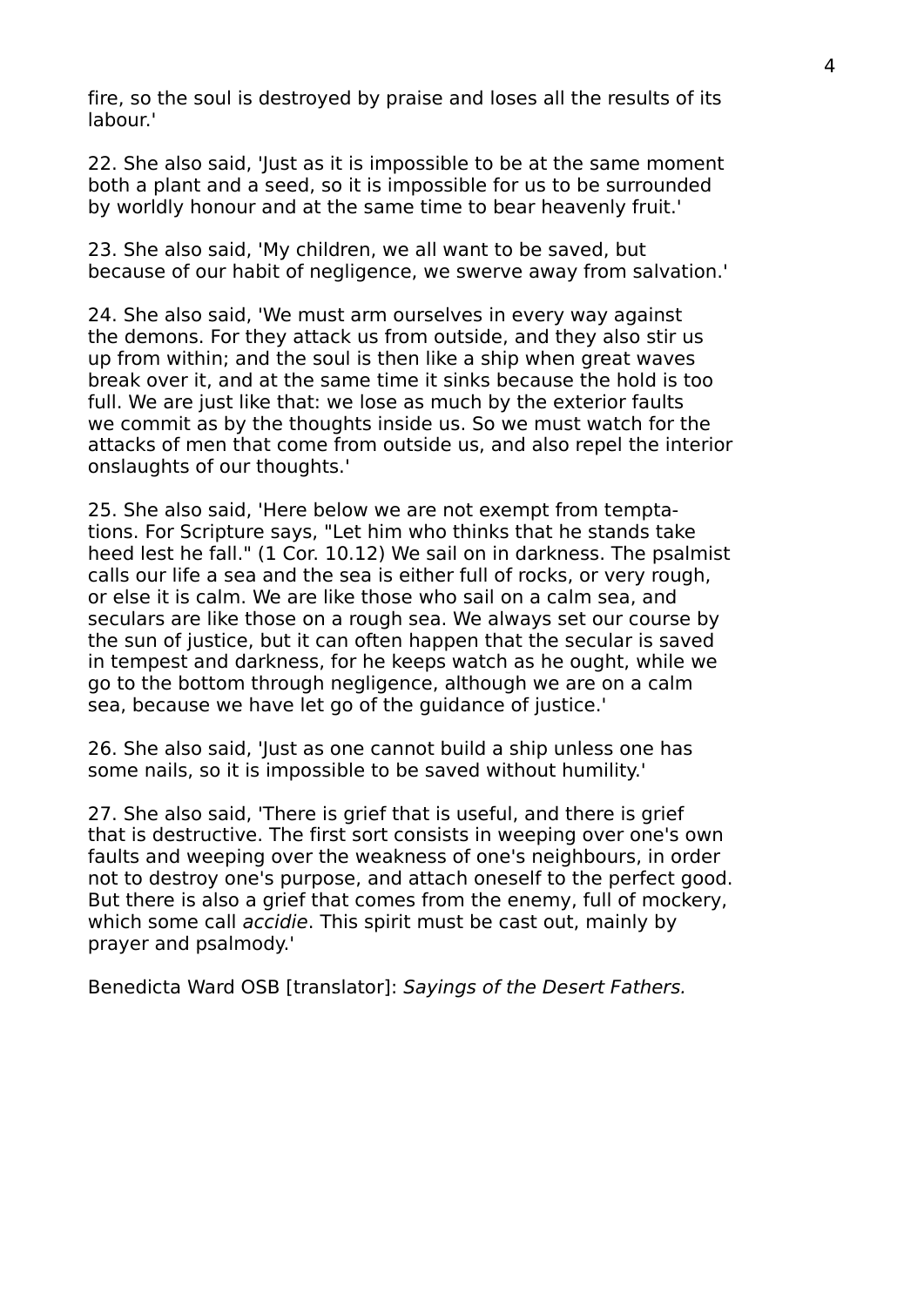fire, so the soul is destroyed by praise and loses all the results of its labour.'

22. She also said, 'Just as it is impossible to be at the same moment both a plant and a seed, so it is impossible for us to be surrounded by worldly honour and at the same time to bear heavenly fruit.'

23. She also said, 'My children, we all want to be saved, but because of our habit of negligence, we swerve away from salvation.'

24. She also said, 'We must arm ourselves in every way against the demons. For they attack us from outside, and they also stir us up from within; and the soul is then like a ship when great waves break over it, and at the same time it sinks because the hold is too full. We are just like that: we lose as much by the exterior faults we commit as by the thoughts inside us. So we must watch for the attacks of men that come from outside us, and also repel the interior onslaughts of our thoughts.'

25. She also said, 'Here below we are not exempt from temptations. For Scripture says, "Let him who thinks that he stands take heed lest he fall." (1 Cor. 10.12) We sail on in darkness. The psalmist calls our life a sea and the sea is either full of rocks, or very rough, or else it is calm. We are like those who sail on a calm sea, and seculars are like those on a rough sea. We always set our course by the sun of justice, but it can often happen that the secular is saved in tempest and darkness, for he keeps watch as he ought, while we go to the bottom through negligence, although we are on a calm sea, because we have let go of the guidance of justice.'

26. She also said, 'Just as one cannot build a ship unless one has some nails, so it is impossible to be saved without humility.'

27. She also said, 'There is grief that is useful, and there is grief that is destructive. The first sort consists in weeping over one's own faults and weeping over the weakness of one's neighbours, in order not to destroy one's purpose, and attach oneself to the perfect good. But there is also a grief that comes from the enemy, full of mockery, which some call *accidie*. This spirit must be cast out, mainly by prayer and psalmody.'

Benedicta Ward OSB [translator]: *Sayings of the Desert Fathers.*